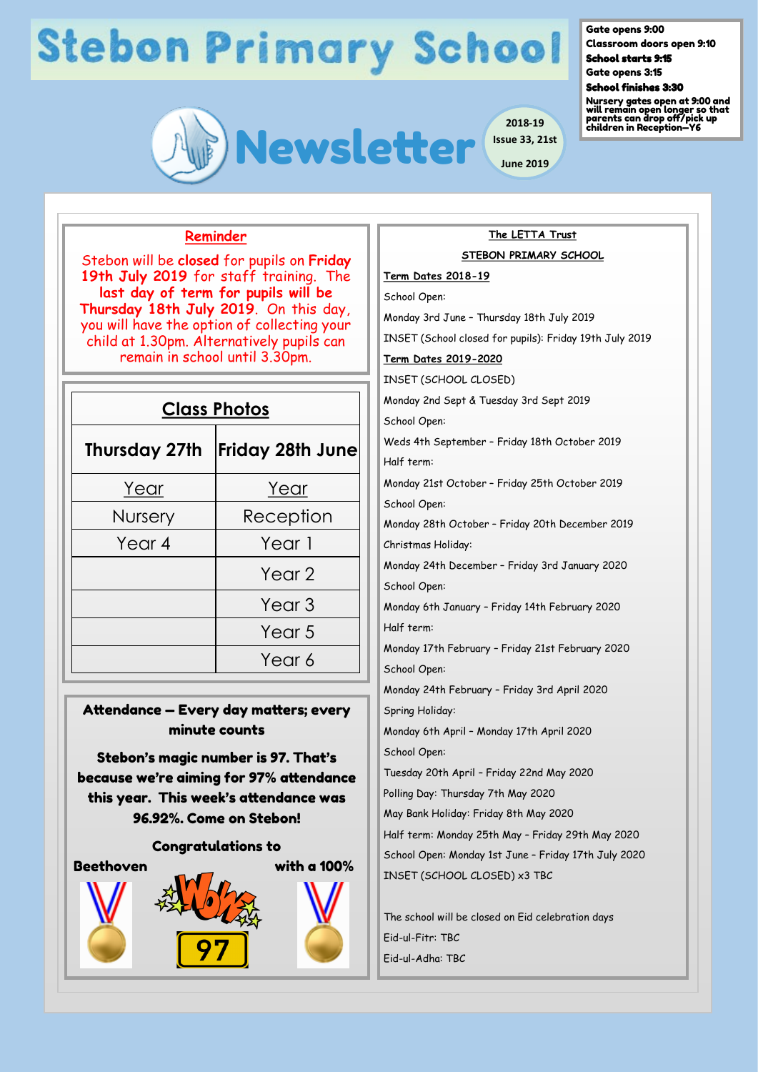# Stebon Primary School

# Newsletter

2018-19
Issue 33, 21st June 2019

**Gate opens 9:00**
**Classroom doors open 9:10**
**School starts 9:15**
**Gate opens 3:15**
**School finishes 3:30**
**Nursery gates open at 9:00 and will remain open longer so that parents can drop off/pick up children in Reception—Y6**

## Reminder

Stebon will be **closed** for pupils on **Friday 19th July 2019** for staff training. The **last day of term for pupils will be Thursday 18th July 2019**. On this day, you will have the option of collecting your child at 1.30pm. Alternatively pupils can remain in school until 3.30pm.

## Class Photos

| Thursday 27th | Friday 28th June |
|---|---|
| Year | Year |
| Nursery | Reception |
| Year 4 | Year 1 |
| | Year 2 |
| | Year 3 |
| | Year 5 |
| | Year 6 |

## Attendance — Every day matters; every minute counts

**Stebon's magic number is 97. That's because we're aiming for 97% attendance this year. This week's attendance was 96.92%. Come on Stebon!**

**Congratulations to Beethoven with a 100%**

## The LETTA Trust

### STEBON PRIMARY SCHOOL

**Term Dates 2018-19**

School Open:
Monday 3rd June – Thursday 18th July 2019
INSET (School closed for pupils): Friday 19th July 2019

**Term Dates 2019-2020**

INSET (SCHOOL CLOSED)
Monday 2nd Sept & Tuesday 3rd Sept 2019
School Open:
Weds 4th September – Friday 18th October 2019
Half term:
Monday 21st October – Friday 25th October 2019
School Open:
Monday 28th October – Friday 20th December 2019
Christmas Holiday:
Monday 24th December – Friday 3rd January 2020
School Open:
Monday 6th January – Friday 14th February 2020
Half term:
Monday 17th February – Friday 21st February 2020
School Open:
Monday 24th February – Friday 3rd April 2020
Spring Holiday:
Monday 6th April – Monday 17th April 2020
School Open:
Tuesday 20th April – Friday 22nd May 2020
Polling Day: Thursday 7th May 2020
May Bank Holiday: Friday 8th May 2020
Half term: Monday 25th May – Friday 29th May 2020
School Open: Monday 1st June – Friday 17th July 2020
INSET (SCHOOL CLOSED) x3 TBC

The school will be closed on Eid celebration days
Eid-ul-Fitr: TBC
Eid-ul-Adha: TBC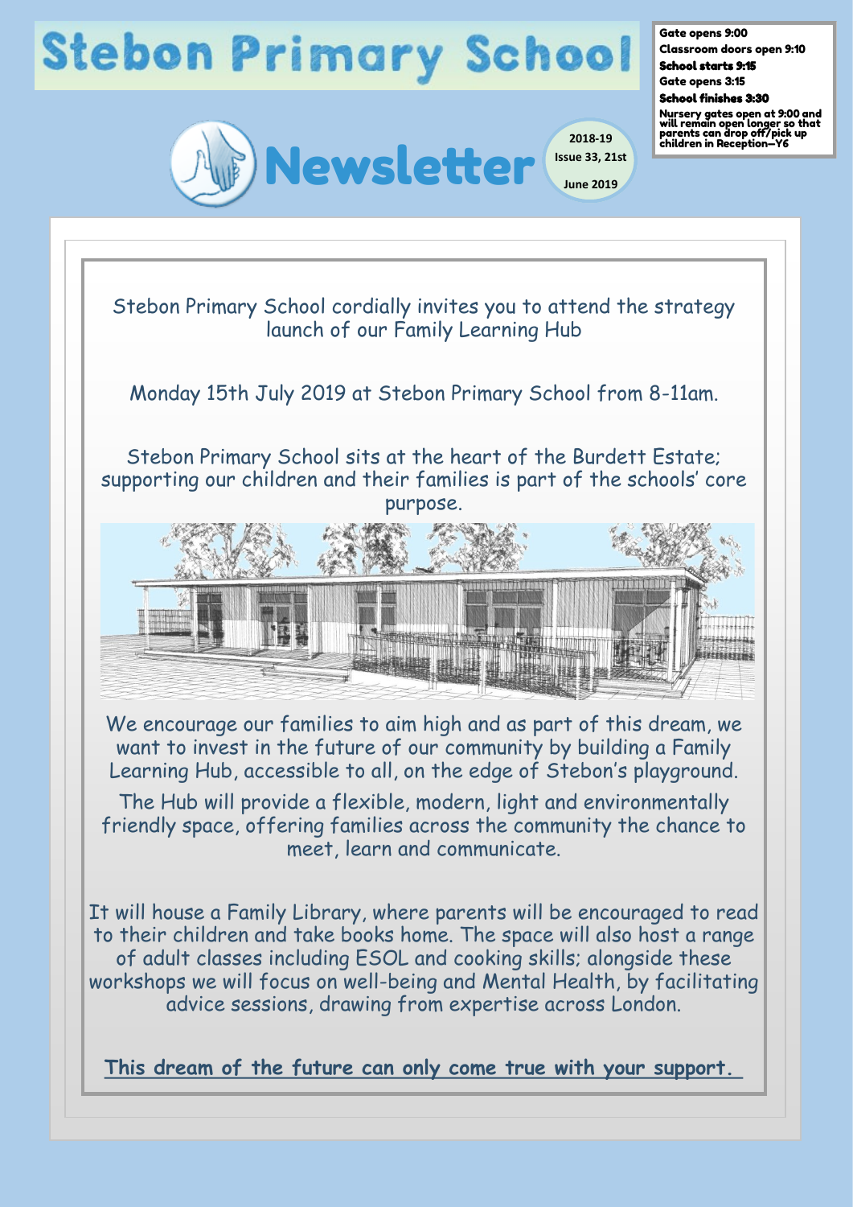# Stebon Primary School

Gate opens 9:00
Classroom doors open 9:10
**School starts 9:15**
Gate opens 3:15
**School finishes 3:30**
Nursery gates open at 9:00 and will remain open longer so that parents can drop off/pick up children in Reception—Y6

## Newsletter

2018-19
Issue 33, 21st June 2019

Stebon Primary School cordially invites you to attend the strategy launch of our Family Learning Hub

Monday 15th July 2019 at Stebon Primary School from 8-11am.

Stebon Primary School sits at the heart of the Burdett Estate; supporting our children and their families is part of the schools' core purpose.

We encourage our families to aim high and as part of this dream, we want to invest in the future of our community by building a Family Learning Hub, accessible to all, on the edge of Stebon's playground.

The Hub will provide a flexible, modern, light and environmentally friendly space, offering families across the community the chance to meet, learn and communicate.

It will house a Family Library, where parents will be encouraged to read to their children and take books home. The space will also host a range of adult classes including ESOL and cooking skills; alongside these workshops we will focus on well-being and Mental Health, by facilitating advice sessions, drawing from expertise across London.

**This dream of the future can only come true with your support.**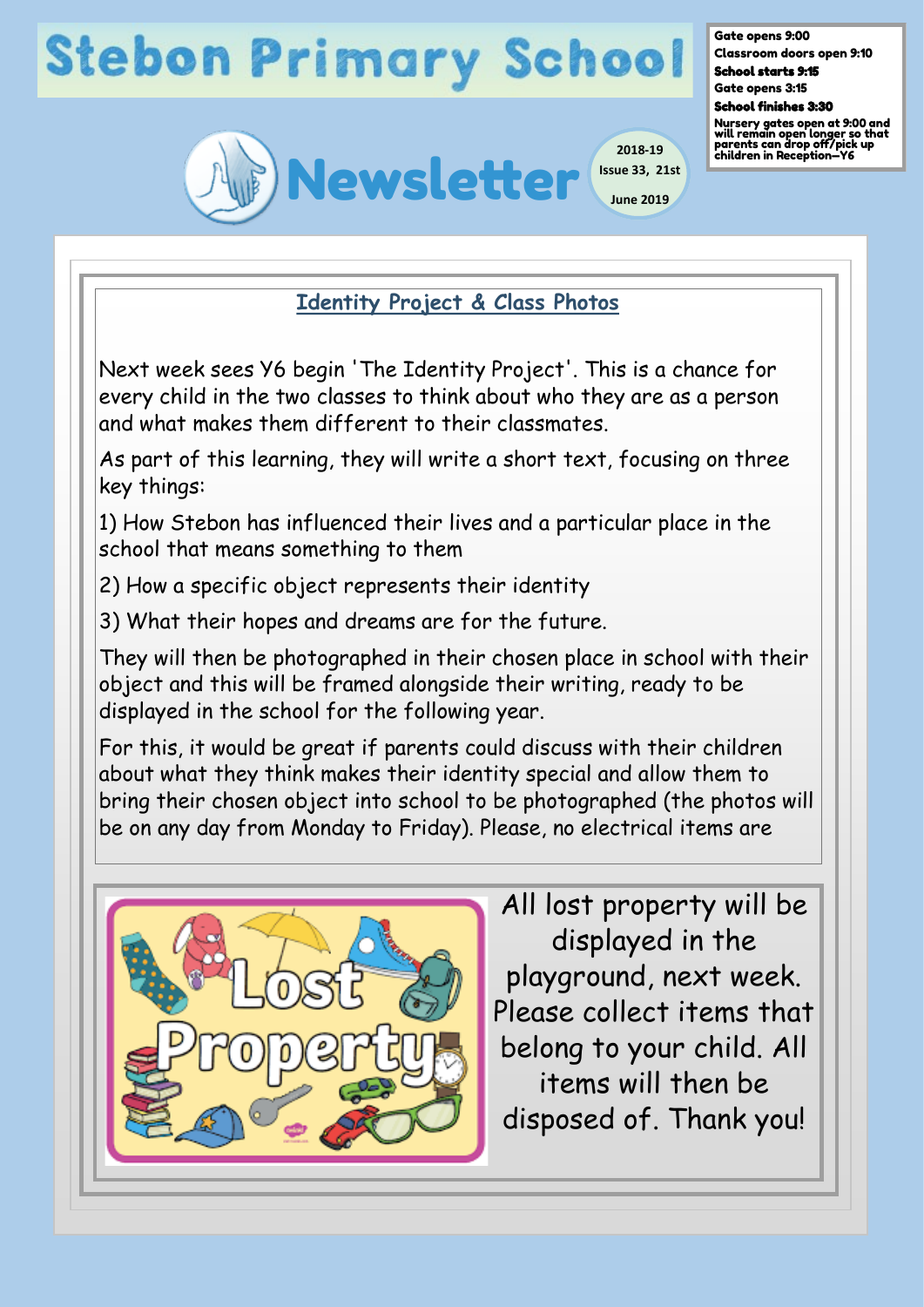# Stebon Primary School

## Newsletter

2018-19
Issue 33, 21st June 2019

Gate opens 9:00
Classroom doors open 9:10
**School starts 9:15**
Gate opens 3:15
**School finishes 3:30**
Nursery gates open at 9:00 and will remain open longer so that parents can drop off/pick up children in Reception—Y6

## Identity Project & Class Photos

Next week sees Y6 begin 'The Identity Project'. This is a chance for every child in the two classes to think about who they are as a person and what makes them different to their classmates.

As part of this learning, they will write a short text, focusing on three key things:

1) How Stebon has influenced their lives and a particular place in the school that means something to them

2) How a specific object represents their identity

3) What their hopes and dreams are for the future.

They will then be photographed in their chosen place in school with their object and this will be framed alongside their writing, ready to be displayed in the school for the following year.

For this, it would be great if parents could discuss with their children about what they think makes their identity special and allow them to bring their chosen object into school to be photographed (the photos will be on any day from Monday to Friday). Please, no electrical items are

All lost property will be displayed in the playground, next week. Please collect items that belong to your child. All items will then be disposed of. Thank you!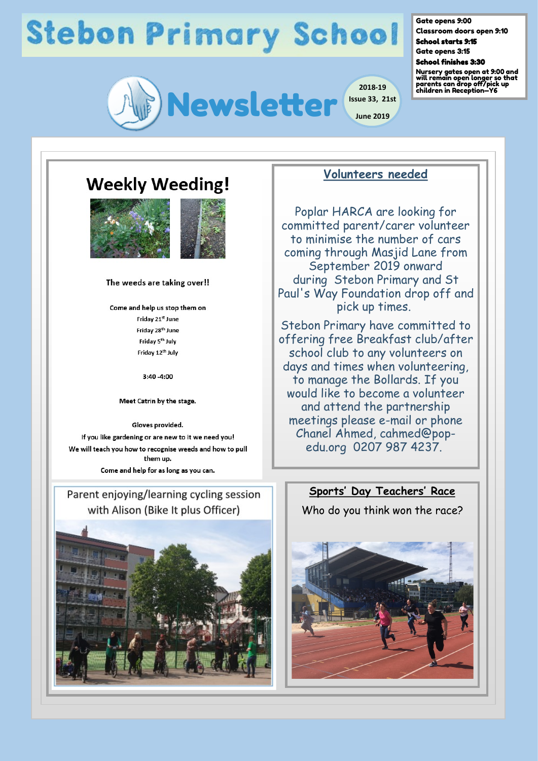# Stebon Primary School

Gate opens 9:00
Classroom doors open 9:10
**School starts 9:15**
Gate opens 3:15
**School finishes 3:30**
Nursery gates open at 9:00 and will remain open longer so that parents can drop off/pick up children in Reception—Y6

## Newsletter

2018-19
Issue 33, 21st June 2019

## Weekly Weeding!

The weeds are taking over!!

Come and help us stop them on
Friday 21st June
Friday 28th June
Friday 5th July
Friday 12th July

3:40 -4:00

Meet Catrin by the stage.

Gloves provided.
If you like gardening or are new to it we need you!
We will teach you how to recognise weeds and how to pull them up.
Come and help for as long as you can.

## Volunteers needed

Poplar HARCA are looking for committed parent/carer volunteer to minimise the number of cars coming through Masjid Lane from September 2019 onward during Stebon Primary and St Paul's Way Foundation drop off and pick up times.

Stebon Primary have committed to offering free Breakfast club/after school club to any volunteers on days and times when volunteering, to manage the Bollards. If you would like to become a volunteer and attend the partnership meetings please e-mail or phone Chanel Ahmed, cahmed@pop-edu.org 0207 987 4237.

Parent enjoying/learning cycling session with Alison (Bike It plus Officer)

## Sports' Day Teachers' Race

Who do you think won the race?